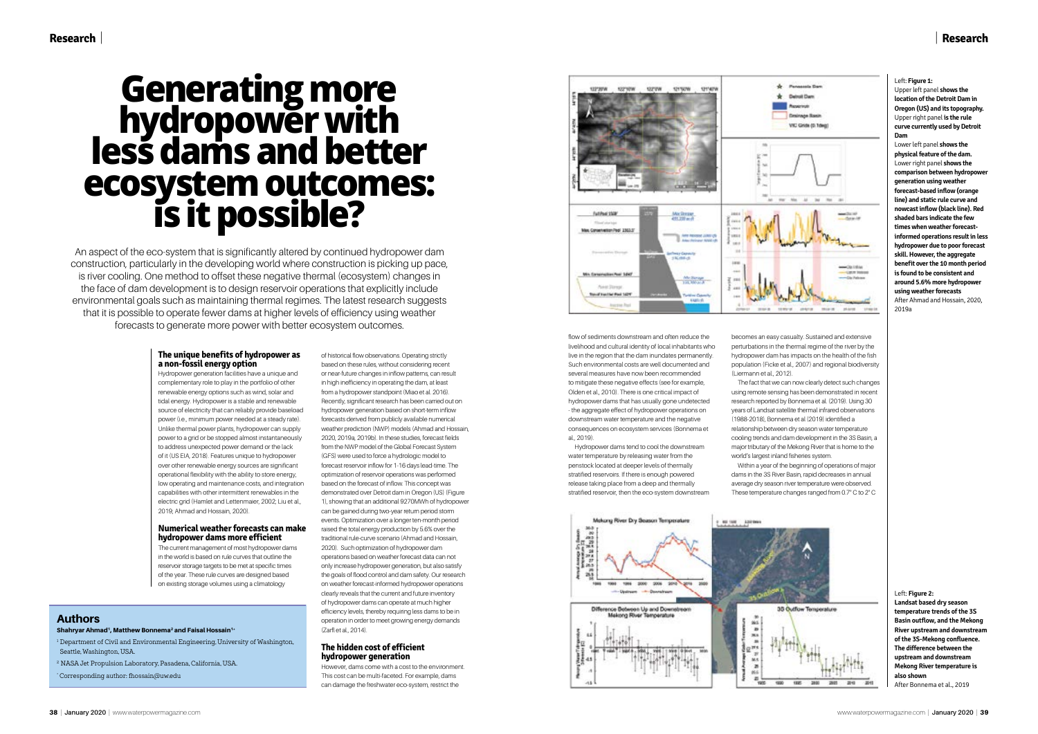# Generating more hydropower with less dams and better ecosystem outcomes: is it possible?

An aspect of the eco-system that is significantly altered by continued hydropower dam construction, particularly in the developing world where construction is picking up pace, is river cooling. One method to offset these negative thermal (ecosystem) changes in the face of dam development is to design reservoir operations that explicitly include environmental goals such as maintaining thermal regimes. The latest research suggests that it is possible to operate fewer dams at higher levels of efficiency using weather forecasts to generate more power with better ecosystem outcomes.

### The unique benefits of hydropower as a non-fossil energy option

Hydropower generation facilities have a unique and complementary role to play in the portfolio of other renewable energy options such as wind, solar and tidal energy. Hydropower is a stable and renewable source of electricity that can reliably provide baseload power (i.e., minimum power needed at a steady rate). Unlike thermal power plants, hydropower can supply power to a grid or be stopped almost instantaneously to address unexpected power demand or the lack of it (US EIA, 2018). Features unique to hydropower over other renewable energy sources are significant operational flexibility with the ability to store energy, low operating and maintenance costs, and integration capabilities with other intermittent renewables in the electric grid (Hamlet and Lettenmaier, 2002; Liu et al., 2019; Ahmad and Hossain, 2020).

### Numerical weather forecasts can make hydropower dams more efficient

The current management of most hydropower dams in the world is based on rule curves that outline the reservoir storage targets to be met at specific times of the year. These rule curves are designed based on existing storage volumes using a climatology of historical flow observations. Operating strictly based on these rules, without considering recent or near-future changes in inflow patterns, can result in high inefficiency in operating the dam, at least from a hydropower standpoint (Miao et al. 2016). Recently, significant research has been carried out on hydropower generation based on short-term inflow forecasts derived from publicly available numerical weather prediction (NWP) models (Ahmad and Hossain, 2020, 2019a, 2019b). In these studies, forecast fields from the NWP model of the Global Forecast System (GFS) were used to force a hydrologic model to forecast reservoir inflow for 1-16 days lead-time. The optimization of reservoir operations was performed based on the forecast of inflow. This concept was demonstrated over Detroit dam in Oregon (US) (Figure 1), showing that an additional 9270MWh of hydropower can be gained during two-year return period storm events. Optimization over a longer ten-month period raised the total energy production by 5.6% over the traditional rule-curve scenario (Ahmad and Hossain, 2020). Such optimization of hydropower dam operations based on weather forecast data can not only increase hydropower generation, but also satisfy the goals of flood control and dam safety. Our research on weather forecast-informed hydropower operations clearly reveals that the current and future inventory of hydropower dams can operate at much higher efficiency levels, thereby requiring less dams to be in operation in order to meet growing energy demands (Zarfl et al., 2014).

### The hidden cost of efficient hydropower generation

However, dams come with a cost to the environment. This cost can be multi-faceted. For example, dams can damage the freshwater eco-system, restrict the flow of sediments downstream and often reduce the livelihood and cultural identity of local inhabitants who live in the region that the dam inundates permanently. Such environmental costs are well documented and several measures have now been recommended to mitigate these negative effects (see for example, Olden et al., 2010). There is one critical impact of hydropower dams that has usually gone undetected - the aggregate effect of hydropower operations on downstream water temperature and the negative consequences on ecosystem services (Bonnema et al., 2019).

Hydropower dams tend to cool the downstream water temperature by releasing water from the penstock located at deeper levels of thermally stratified reservoirs. If there is enough powered release taking place from a deep and thermally stratified reservoir, then the eco-system downstream becomes an easy casualty. Sustained and extensive perturbations in the thermal regime of the river by the hydropower dam has impacts on the health of the fish population (Ficke et al., 2007) and regional biodiversity (Liermann et al., 2012).

The fact that we can now clearly detect such changes using remote sensing has been demonstrated in recent research reported by Bonnema et al. (2019). Using 30 years of Landsat satellite thermal infrared observations (1988-2018), Bonnema et al (2019) identified a relationship between dry season water temperature cooling trends and dam development in the 3S Basin, a major tributary of the Mekong River that is home to the world's largest inland fisheries system.

Within a year of the beginning of operations of major dams in the 3S River Basin, rapid decreases in annual average dry season river temperature were observed. These temperature changes ranged from 0.7° C to 2° C

Left: **Figure 1:** Upper left panel **shows the location of the Detroit Dam in Oregon (US) and its topography.** Upper right panel **is the rule curve currently used by Detroit Dam** Lower left panel **shows the physical feature of the dam.** Lower right panel **shows the comparison between hydropower generation using weather forecast-based inflow (orange line) and static rule curve and nowcast inflow (black line). Red shaded bars indicate the few times when weather forecast-informed operations result in less hydropower due to poor forecast skill. However, the aggregate benefit over the 10 month period is found to be consistent and around 5.6% more hydropower using weather forecasts** After Ahmad and Hossain, 2020, 2019a

Left: **Figure 2: Landsat based dry season temperature trends of the 3S Basin outflow, and the Mekong River upstream and downstream of the 3S-Mekong confluence. The difference between the upstream and downstream Mekong River temperature is also shown** After Bonnema et al., 2019

## Authors

**Shahryar Ahmad[1], Matthew Bonnema[2] and Faisal Hossain[1*]**

[1] Department of Civil and Environmental Engineering, University of Washington, Seattle, Washington, USA.

[2] NASA Jet Propulsion Laboratory, Pasadena, California, USA.

[*] Corresponding author: fhossain@uw.edu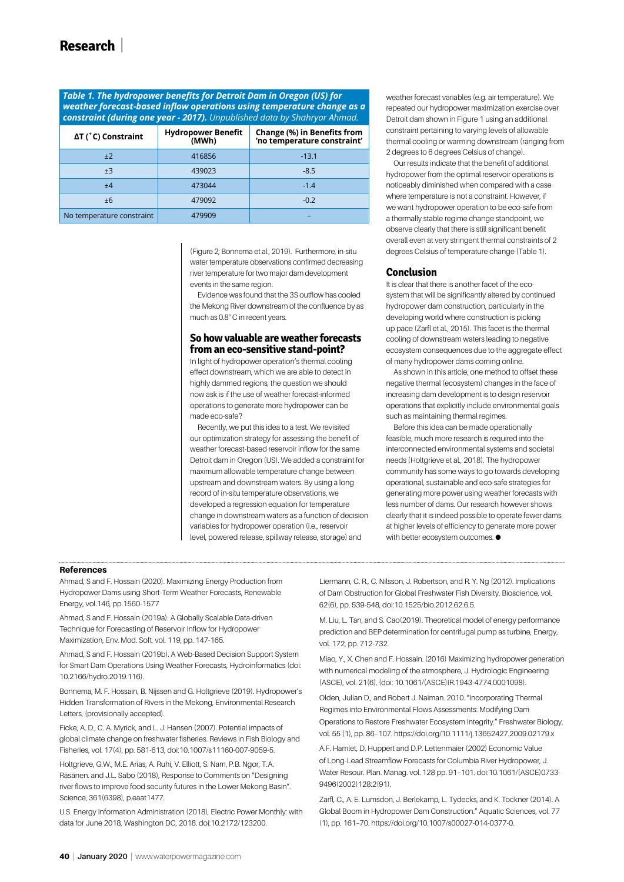**Table 1. The hydropower benefits for Detroit Dam in Oregon (US) for weather forecast-based inflow operations using temperature change as a constraint (during one year - 2017).** *Unpublished data by Shahryar Ahmad.*

| ΔT (˚C) Constraint | Hydropower Benefit (MWh) | Change (%) in Benefits from 'no temperature constraint' |
|---|---|---|
| ±2 | 416856 | -13.1 |
| ±3 | 439023 | -8.5 |
| ±4 | 473044 | -1.4 |
| ±6 | 479092 | -0.2 |
| No temperature constraint | 479909 | – |

(Figure 2; Bonnema et al., 2019). Furthermore, in-situ water temperature observations confirmed decreasing river temperature for two major dam development events in the same region.

Evidence was found that the 3S outflow has cooled the Mekong River downstream of the confluence by as much as 0.8° C in recent years.

## So how valuable are weather forecasts from an eco-sensitive stand-point?

In light of hydropower operation's thermal cooling effect downstream, which we are able to detect in highly dammed regions, the question we should now ask is if the use of weather forecast-informed operations to generate more hydropower can be made eco-safe?

Recently, we put this idea to a test. We revisited our optimization strategy for assessing the benefit of weather forecast-based reservoir inflow for the same Detroit dam in Oregon (US). We added a constraint for maximum allowable temperature change between upstream and downstream waters. By using a long record of in-situ temperature observations, we developed a regression equation for temperature change in downstream waters as a function of decision variables for hydropower operation (i.e., reservoir level, powered release, spillway release, storage) and weather forecast variables (e.g. air temperature). We repeated our hydropower maximization exercise over Detroit dam shown in Figure 1 using an additional constraint pertaining to varying levels of allowable thermal cooling or warming downstream (ranging from 2 degrees to 6 degrees Celsius of change).

Our results indicate that the benefit of additional hydropower from the optimal reservoir operations is noticeably diminished when compared with a case where temperature is not a constraint. However, if we want hydropower operation to be eco-safe from a thermally stable regime change standpoint, we observe clearly that there is still significant benefit overall even at very stringent thermal constraints of 2 degrees Celsius of temperature change (Table 1).

## Conclusion

It is clear that there is another facet of the eco-system that will be significantly altered by continued hydropower dam construction, particularly in the developing world where construction is picking up pace (Zarfl et al., 2015). This facet is the thermal cooling of downstream waters leading to negative ecosystem consequences due to the aggregate effect of many hydropower dams coming online.

As shown in this article, one method to offset these negative thermal (ecosystem) changes in the face of increasing dam development is to design reservoir operations that explicitly include environmental goals such as maintaining thermal regimes.

Before this idea can be made operationally feasible, much more research is required into the interconnected environmental systems and societal needs (Holtgrieve et al., 2018). The hydropower community has some ways to go towards developing operational, sustainable and eco-safe strategies for generating more power using weather forecasts with less number of dams. Our research however shows clearly that it is indeed possible to operate fewer dams at higher levels of efficiency to generate more power with better ecosystem outcomes. ●

## References

Ahmad, S and F. Hossain (2020). Maximizing Energy Production from Hydropower Dams using Short-Term Weather Forecasts, Renewable Energy, vol.146, pp.1560-1577

Ahmad, S and F. Hossain (2019a). A Globally Scalable Data-driven Technique for Forecasting of Reservoir Inflow for Hydropower Maximization, Env. Mod. Soft, vol. 119, pp. 147-165.

Ahmad, S and F. Hossain (2019b). A Web-Based Decision Support System for Smart Dam Operations Using Weather Forecasts, Hydroinformatics (doi: 10.2166/hydro.2019.116).

Bonnema, M. F. Hossain, B. Nijssen and G. Holtgrieve (2019). Hydropower's Hidden Transformation of Rivers in the Mekong, Environmental Research Letters, (provisionally accepted).

Ficke, A. D., C. A. Myrick, and L. J. Hansen (2007). Potential impacts of global climate change on freshwater fisheries. Reviews in Fish Biology and Fisheries, vol. 17(4), pp. 581-613, doi:10.1007/s11160-007-9059-5.

Holtgrieve, G.W., M.E. Arias, A. Ruhi, V. Elliott, S. Nam, P.B. Ngor, T.A. Rasanen. and J.L. Sabo (2018), Response to Comments on "Designing river flows to improve food security futures in the Lower Mekong Basin". Science, 361(6398), p.eaat1477.

U.S. Energy Information Administration (2018), Electric Power Monthly: with data for June 2018, Washington DC, 2018. doi:10.2172/123200.

Liermann, C. R., C. Nilsson, J. Robertson, and R. Y. Ng (2012). Implications of Dam Obstruction for Global Freshwater Fish Diversity. Bioscience, vol. 62(6), pp. 539-548, doi:10.1525/bio.2012.62.6.5.

M. Liu, L. Tan, and S. Cao(2019). Theoretical model of energy performance prediction and BEP determination for centrifugal pump as turbine, Energy, vol. 172, pp. 712-732.

Miao, Y., X. Chen and F. Hossain. (2016) Maximizing hydropower generation with numerical modeling of the atmosphere, J. Hydrologic Engineering (ASCE), vol. 21(6), (doi: 10.1061/(ASCE)IR.1943-4774.0001098).

Olden, Julian D., and Robert J. Naiman. 2010. "Incorporating Thermal Regimes into Environmental Flows Assessments: Modifying Dam Operations to Restore Freshwater Ecosystem Integrity." Freshwater Biology, vol. 55 (1), pp. 86–107. https://doi.org/10.1111/j.13652427.2009.02179.x

A.F. Hamlet, D. Huppert and D.P. Lettenmaier (2002) Economic Value of Long-Lead Streamflow Forecasts for Columbia River Hydropower, J. Water Resour. Plan. Manag. vol. 128 pp. 91–101. doi:10.1061/(ASCE)0733-9496(2002)128:2(91).

Zarfl, C., A. E. Lumsdon, J. Berlekamp, L. Tydecks, and K. Tockner (2014). A Global Boom in Hydropower Dam Construction." Aquatic Sciences, vol. 77 (1), pp. 161–70. https://doi.org/10.1007/s00027-014-0377-0.